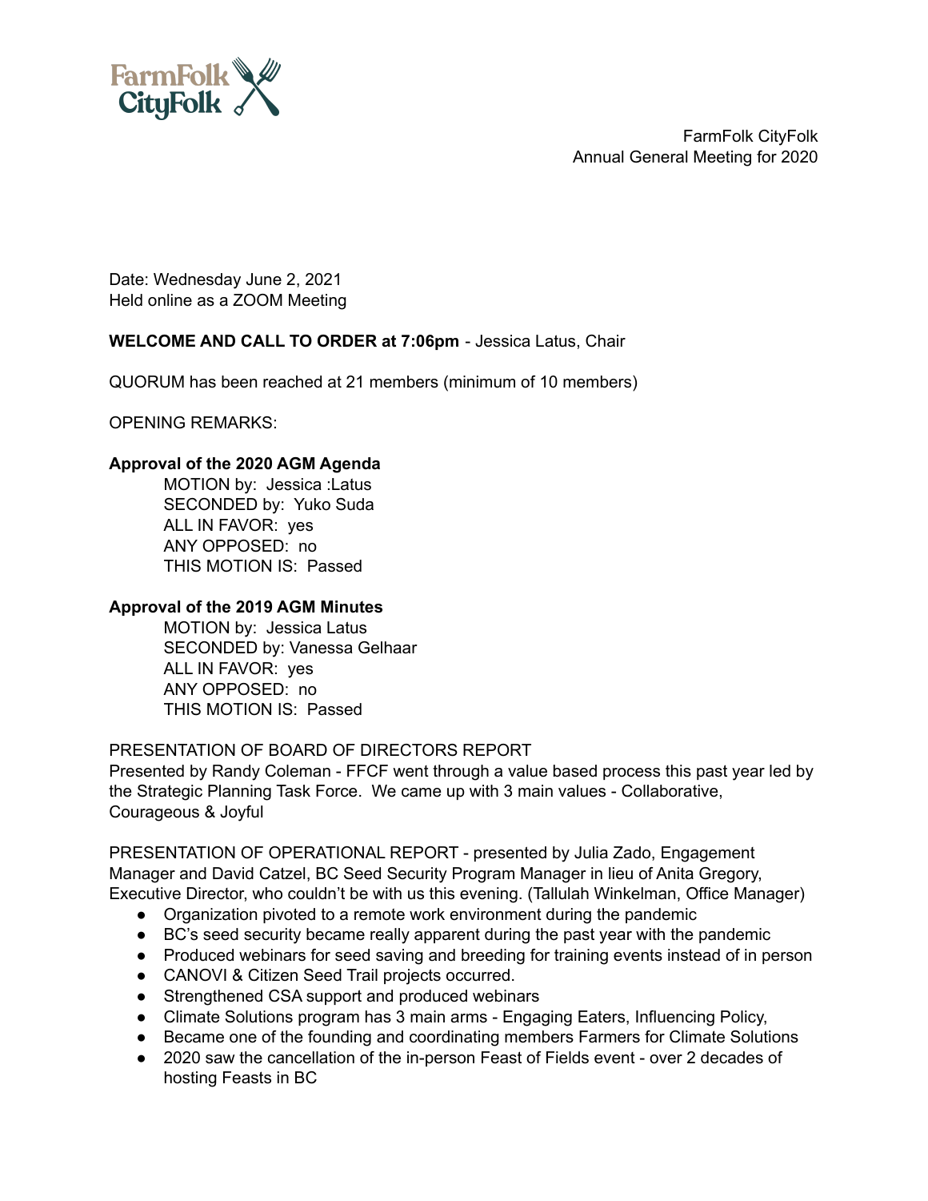FarmFolk CityFolk
Annual General Meeting for 2020

Date: Wednesday June 2, 2021
Held online as a ZOOM Meeting

**WELCOME AND CALL TO ORDER at 7:06pm** - Jessica Latus, Chair

QUORUM has been reached at 21 members (minimum of 10 members)

OPENING REMARKS:

**Approval of the 2020 AGM Agenda**

MOTION by: Jessica :Latus
SECONDED by: Yuko Suda
ALL IN FAVOR: yes
ANY OPPOSED: no
THIS MOTION IS: Passed

**Approval of the 2019 AGM Minutes**

MOTION by: Jessica Latus
SECONDED by: Vanessa Gelhaar
ALL IN FAVOR: yes
ANY OPPOSED: no
THIS MOTION IS: Passed

PRESENTATION OF BOARD OF DIRECTORS REPORT
Presented by Randy Coleman - FFCF went through a value based process this past year led by the Strategic Planning Task Force. We came up with 3 main values - Collaborative, Courageous & Joyful

PRESENTATION OF OPERATIONAL REPORT - presented by Julia Zado, Engagement Manager and David Catzel, BC Seed Security Program Manager in lieu of Anita Gregory, Executive Director, who couldn't be with us this evening. (Tallulah Winkelman, Office Manager)

- Organization pivoted to a remote work environment during the pandemic
- BC's seed security became really apparent during the past year with the pandemic
- Produced webinars for seed saving and breeding for training events instead of in person
- CANOVI & Citizen Seed Trail projects occurred.
- Strengthened CSA support and produced webinars
- Climate Solutions program has 3 main arms - Engaging Eaters, Influencing Policy,
- Became one of the founding and coordinating members Farmers for Climate Solutions
- 2020 saw the cancellation of the in-person Feast of Fields event - over 2 decades of hosting Feasts in BC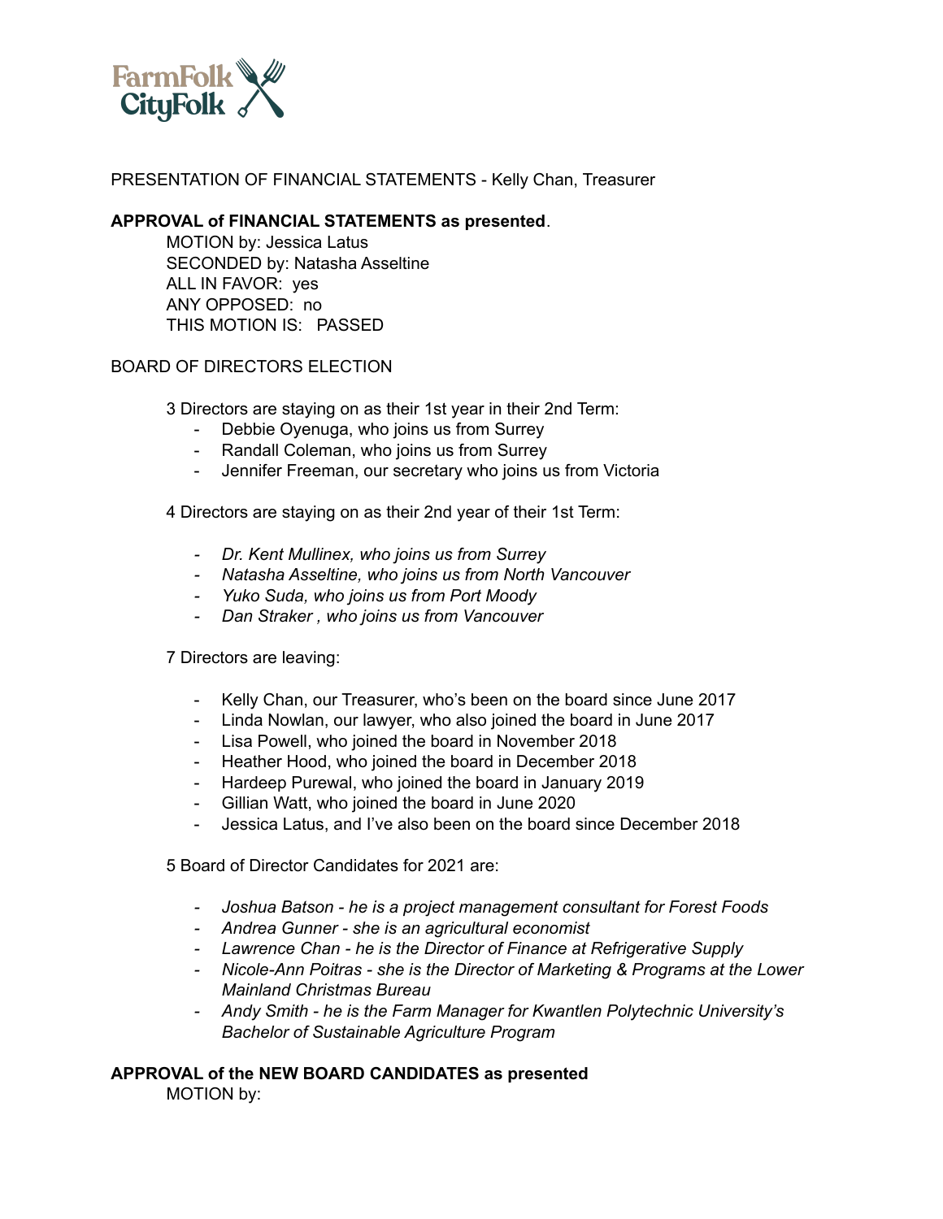PRESENTATION OF FINANCIAL STATEMENTS - Kelly Chan, Treasurer

**APPROVAL of FINANCIAL STATEMENTS as presented**.

MOTION by: Jessica Latus
SECONDED by: Natasha Asseltine
ALL IN FAVOR: yes
ANY OPPOSED: no
THIS MOTION IS: PASSED

BOARD OF DIRECTORS ELECTION

3 Directors are staying on as their 1st year in their 2nd Term:

- Debbie Oyenuga, who joins us from Surrey
- Randall Coleman, who joins us from Surrey
- Jennifer Freeman, our secretary who joins us from Victoria

4 Directors are staying on as their 2nd year of their 1st Term:

- *Dr. Kent Mullinex, who joins us from Surrey*
- *Natasha Asseltine, who joins us from North Vancouver*
- *Yuko Suda, who joins us from Port Moody*
- *Dan Straker , who joins us from Vancouver*

7 Directors are leaving:

- Kelly Chan, our Treasurer, who's been on the board since June 2017
- Linda Nowlan, our lawyer, who also joined the board in June 2017
- Lisa Powell, who joined the board in November 2018
- Heather Hood, who joined the board in December 2018
- Hardeep Purewal, who joined the board in January 2019
- Gillian Watt, who joined the board in June 2020
- Jessica Latus, and I've also been on the board since December 2018

5 Board of Director Candidates for 2021 are:

- *Joshua Batson - he is a project management consultant for Forest Foods*
- *Andrea Gunner - she is an agricultural economist*
- *Lawrence Chan - he is the Director of Finance at Refrigerative Supply*
- *Nicole-Ann Poitras - she is the Director of Marketing & Programs at the Lower Mainland Christmas Bureau*
- *Andy Smith - he is the Farm Manager for Kwantlen Polytechnic University's Bachelor of Sustainable Agriculture Program*

**APPROVAL of the NEW BOARD CANDIDATES as presented**

MOTION by: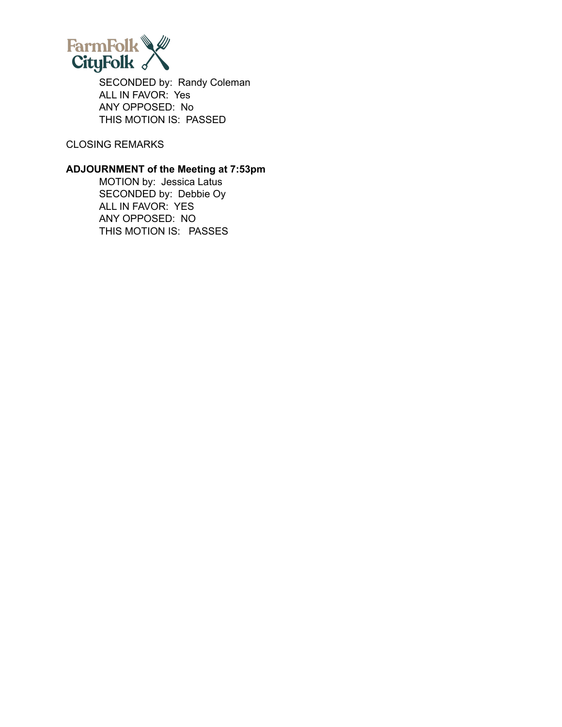SECONDED by: Randy Coleman
ALL IN FAVOR: Yes
ANY OPPOSED: No
THIS MOTION IS: PASSED

CLOSING REMARKS

**ADJOURNMENT of the Meeting at 7:53pm**

MOTION by: Jessica Latus
SECONDED by: Debbie Oy
ALL IN FAVOR: YES
ANY OPPOSED: NO
THIS MOTION IS: PASSES